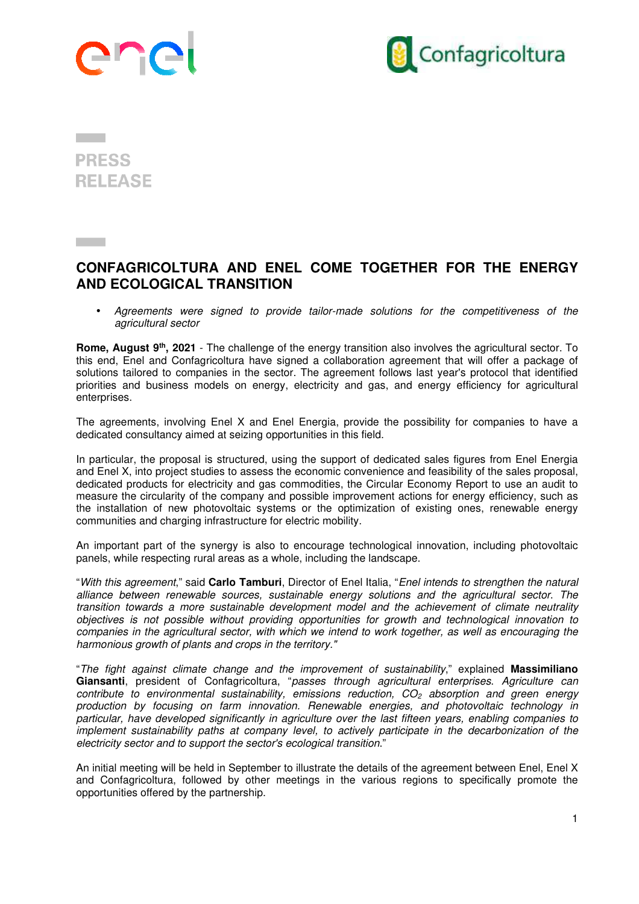PRESS RELEASE

# CONFAGRICOLTURA AND ENEL COME TOGETHER FOR THE ENERGY AND ECOLOGICAL TRANSITION

- *Agreements were signed to provide tailor-made solutions for the competitiveness of the agricultural sector*

**Rome, August 9th, 2021** - The challenge of the energy transition also involves the agricultural sector. To this end, Enel and Confagricoltura have signed a collaboration agreement that will offer a package of solutions tailored to companies in the sector. The agreement follows last year's protocol that identified priorities and business models on energy, electricity and gas, and energy efficiency for agricultural enterprises.

The agreements, involving Enel X and Enel Energia, provide the possibility for companies to have a dedicated consultancy aimed at seizing opportunities in this field.

In particular, the proposal is structured, using the support of dedicated sales figures from Enel Energia and Enel X, into project studies to assess the economic convenience and feasibility of the sales proposal, dedicated products for electricity and gas commodities, the Circular Economy Report to use an audit to measure the circularity of the company and possible improvement actions for energy efficiency, such as the installation of new photovoltaic systems or the optimization of existing ones, renewable energy communities and charging infrastructure for electric mobility.

An important part of the synergy is also to encourage technological innovation, including photovoltaic panels, while respecting rural areas as a whole, including the landscape.

"*With this agreement*," said **Carlo Tamburi**, Director of Enel Italia, "*Enel intends to strengthen the natural alliance between renewable sources, sustainable energy solutions and the agricultural sector. The transition towards a more sustainable development model and the achievement of climate neutrality objectives is not possible without providing opportunities for growth and technological innovation to companies in the agricultural sector, with which we intend to work together, as well as encouraging the harmonious growth of plants and crops in the territory.*"

"*The fight against climate change and the improvement of sustainability*," explained **Massimiliano Giansanti**, president of Confagricoltura, "*passes through agricultural enterprises. Agriculture can contribute to environmental sustainability, emissions reduction, $CO_2$ absorption and green energy production by focusing on farm innovation. Renewable energies, and photovoltaic technology in particular, have developed significantly in agriculture over the last fifteen years, enabling companies to implement sustainability paths at company level, to actively participate in the decarbonization of the electricity sector and to support the sector's ecological transition.*"

An initial meeting will be held in September to illustrate the details of the agreement between Enel, Enel X and Confagricoltura, followed by other meetings in the various regions to specifically promote the opportunities offered by the partnership.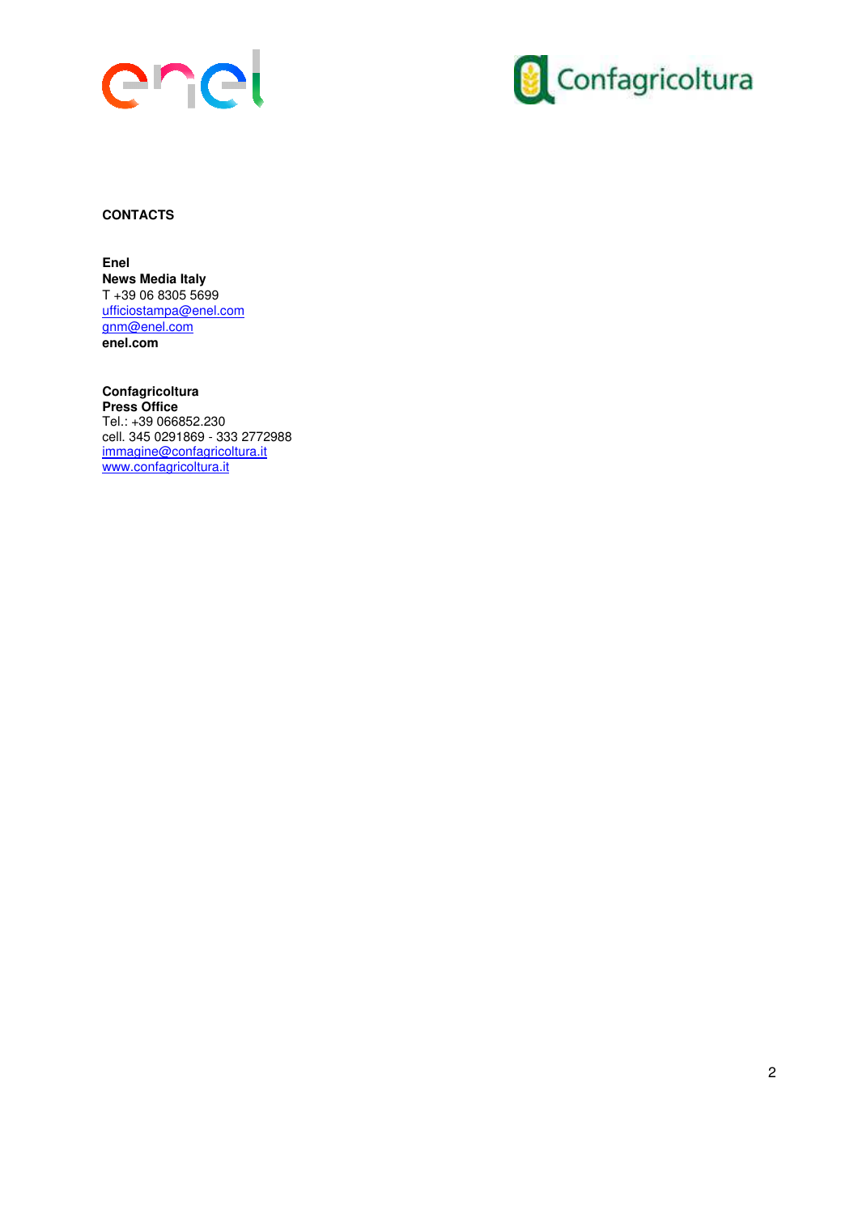**CONTACTS**

**Enel**
**News Media Italy**
T +39 06 8305 5699
ufficiostampa@enel.com
gnm@enel.com
**enel.com**

**Confagricoltura**
**Press Office**
Tel.: +39 066852.230
cell. 345 0291869 - 333 2772988
immagine@confagricoltura.it
www.confagricoltura.it